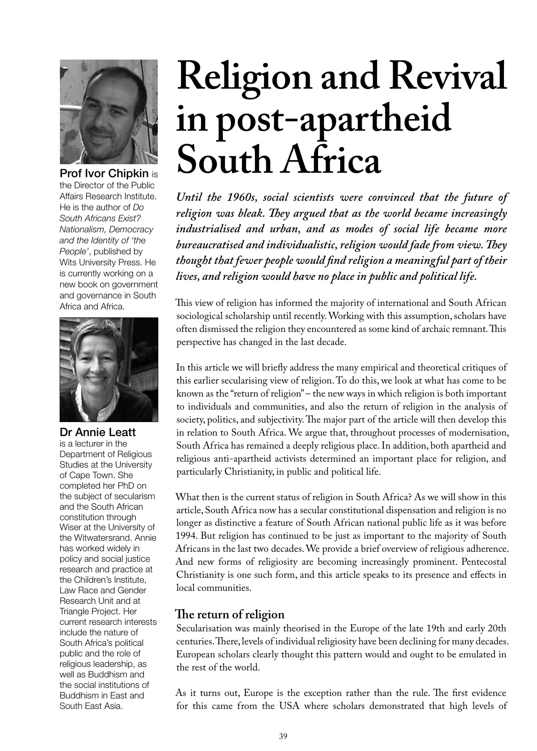# Religion and Revival in post-apartheid South Africa

**Prof Ivor Chipkin** is the Director of the Public Affairs Research Institute. He is the author of *Do South Africans Exist? Nationalism, Democracy and the Identity of 'the People'*, published by Wits University Press. He is currently working on a new book on government and governance in South Africa and Africa.

**Dr Annie Leatt** is a lecturer in the Department of Religious Studies at the University of Cape Town. She completed her PhD on the subject of secularism and the South African constitution through Wiser at the University of the Witwatersrand. Annie has worked widely in policy and social justice research and practice at the Children's Institute, Law Race and Gender Research Unit and at Triangle Project. Her current research interests include the nature of South Africa's political public and the role of religious leadership, as well as Buddhism and the social institutions of Buddhism in East and South East Asia.

***Until the 1960s, social scientists were convinced that the future of religion was bleak. They argued that as the world became increasingly industrialised and urban, and as modes of social life became more bureaucratised and individualistic, religion would fade from view. They thought that fewer people would find religion a meaningful part of their lives, and religion would have no place in public and political life.***

This view of religion has informed the majority of international and South African sociological scholarship until recently. Working with this assumption, scholars have often dismissed the religion they encountered as some kind of archaic remnant. This perspective has changed in the last decade.

In this article we will briefly address the many empirical and theoretical critiques of this earlier secularising view of religion. To do this, we look at what has come to be known as the "return of religion" – the new ways in which religion is both important to individuals and communities, and also the return of religion in the analysis of society, politics, and subjectivity. The major part of the article will then develop this in relation to South Africa. We argue that, throughout processes of modernisation, South Africa has remained a deeply religious place. In addition, both apartheid and religious anti-apartheid activists determined an important place for religion, and particularly Christianity, in public and political life.

What then is the current status of religion in South Africa? As we will show in this article, South Africa now has a secular constitutional dispensation and religion is no longer as distinctive a feature of South African national public life as it was before 1994. But religion has continued to be just as important to the majority of South Africans in the last two decades. We provide a brief overview of religious adherence. And new forms of religiosity are becoming increasingly prominent. Pentecostal Christianity is one such form, and this article speaks to its presence and effects in local communities.

## The return of religion

Secularisation was mainly theorised in the Europe of the late 19th and early 20th centuries. There, levels of individual religiosity have been declining for many decades. European scholars clearly thought this pattern would and ought to be emulated in the rest of the world.

As it turns out, Europe is the exception rather than the rule. The first evidence for this came from the USA where scholars demonstrated that high levels of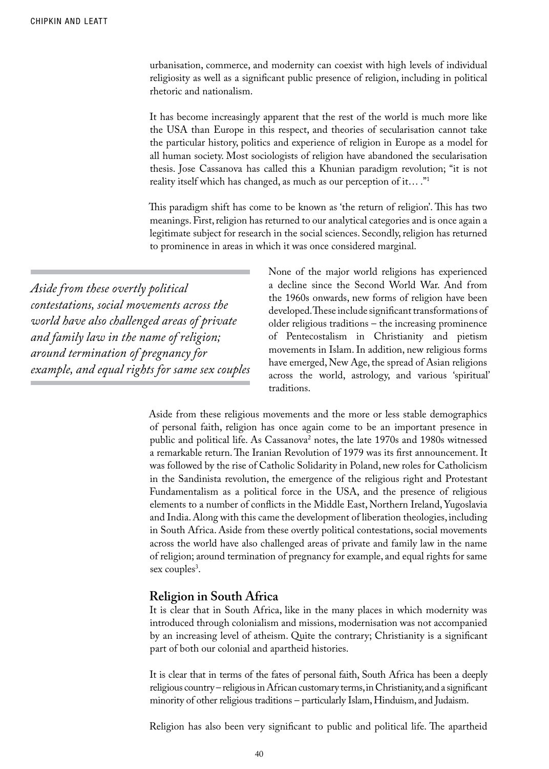urbanisation, commerce, and modernity can coexist with high levels of individual religiosity as well as a significant public presence of religion, including in political rhetoric and nationalism.

It has become increasingly apparent that the rest of the world is much more like the USA than Europe in this respect, and theories of secularisation cannot take the particular history, politics and experience of religion in Europe as a model for all human society. Most sociologists of religion have abandoned the secularisation thesis. Jose Cassanova has called this a Khunian paradigm revolution; "it is not reality itself which has changed, as much as our perception of it… ."[1]

This paradigm shift has come to be known as 'the return of religion'. This has two meanings. First, religion has returned to our analytical categories and is once again a legitimate subject for research in the social sciences. Secondly, religion has returned to prominence in areas in which it was once considered marginal.

*Aside from these overtly political contestations, social movements across the world have also challenged areas of private and family law in the name of religion; around termination of pregnancy for example, and equal rights for same sex couples*

None of the major world religions has experienced a decline since the Second World War. And from the 1960s onwards, new forms of religion have been developed. These include significant transformations of older religious traditions – the increasing prominence of Pentecostalism in Christianity and pietism movements in Islam. In addition, new religious forms have emerged, New Age, the spread of Asian religions across the world, astrology, and various 'spiritual' traditions.

Aside from these religious movements and the more or less stable demographics of personal faith, religion has once again come to be an important presence in public and political life. As Cassanova[2] notes, the late 1970s and 1980s witnessed a remarkable return. The Iranian Revolution of 1979 was its first announcement. It was followed by the rise of Catholic Solidarity in Poland, new roles for Catholicism in the Sandinista revolution, the emergence of the religious right and Protestant Fundamentalism as a political force in the USA, and the presence of religious elements to a number of conflicts in the Middle East, Northern Ireland, Yugoslavia and India. Along with this came the development of liberation theologies, including in South Africa. Aside from these overtly political contestations, social movements across the world have also challenged areas of private and family law in the name of religion; around termination of pregnancy for example, and equal rights for same sex couples[3].

## Religion in South Africa

It is clear that in South Africa, like in the many places in which modernity was introduced through colonialism and missions, modernisation was not accompanied by an increasing level of atheism. Quite the contrary; Christianity is a significant part of both our colonial and apartheid histories.

It is clear that in terms of the fates of personal faith, South Africa has been a deeply religious country – religious in African customary terms, in Christianity, and a significant minority of other religious traditions – particularly Islam, Hinduism, and Judaism.

Religion has also been very significant to public and political life. The apartheid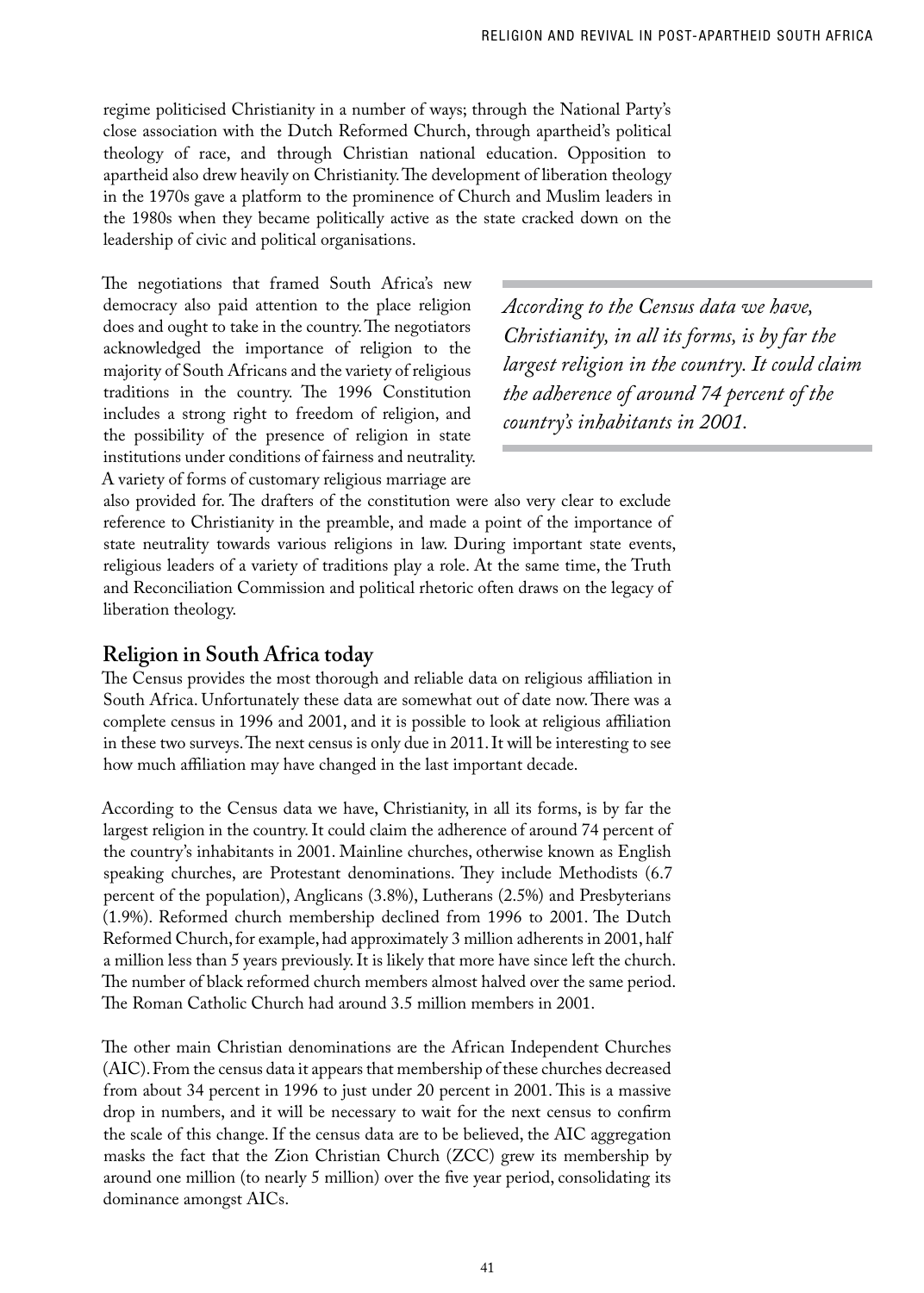regime politicised Christianity in a number of ways; through the National Party's close association with the Dutch Reformed Church, through apartheid's political theology of race, and through Christian national education. Opposition to apartheid also drew heavily on Christianity. The development of liberation theology in the 1970s gave a platform to the prominence of Church and Muslim leaders in the 1980s when they became politically active as the state cracked down on the leadership of civic and political organisations.

The negotiations that framed South Africa's new democracy also paid attention to the place religion does and ought to take in the country. The negotiators acknowledged the importance of religion to the majority of South Africans and the variety of religious traditions in the country. The 1996 Constitution includes a strong right to freedom of religion, and the possibility of the presence of religion in state institutions under conditions of fairness and neutrality. A variety of forms of customary religious marriage are also provided for. The drafters of the constitution were also very clear to exclude reference to Christianity in the preamble, and made a point of the importance of state neutrality towards various religions in law. During important state events, religious leaders of a variety of traditions play a role. At the same time, the Truth and Reconciliation Commission and political rhetoric often draws on the legacy of liberation theology.

*According to the Census data we have, Christianity, in all its forms, is by far the largest religion in the country. It could claim the adherence of around 74 percent of the country's inhabitants in 2001.*

## Religion in South Africa today

The Census provides the most thorough and reliable data on religious affiliation in South Africa. Unfortunately these data are somewhat out of date now. There was a complete census in 1996 and 2001, and it is possible to look at religious affiliation in these two surveys. The next census is only due in 2011. It will be interesting to see how much affiliation may have changed in the last important decade.

According to the Census data we have, Christianity, in all its forms, is by far the largest religion in the country. It could claim the adherence of around 74 percent of the country's inhabitants in 2001. Mainline churches, otherwise known as English speaking churches, are Protestant denominations. They include Methodists (6.7 percent of the population), Anglicans (3.8%), Lutherans (2.5%) and Presbyterians (1.9%). Reformed church membership declined from 1996 to 2001. The Dutch Reformed Church, for example, had approximately 3 million adherents in 2001, half a million less than 5 years previously. It is likely that more have since left the church. The number of black reformed church members almost halved over the same period. The Roman Catholic Church had around 3.5 million members in 2001.

The other main Christian denominations are the African Independent Churches (AIC). From the census data it appears that membership of these churches decreased from about 34 percent in 1996 to just under 20 percent in 2001. This is a massive drop in numbers, and it will be necessary to wait for the next census to confirm the scale of this change. If the census data are to be believed, the AIC aggregation masks the fact that the Zion Christian Church (ZCC) grew its membership by around one million (to nearly 5 million) over the five year period, consolidating its dominance amongst AICs.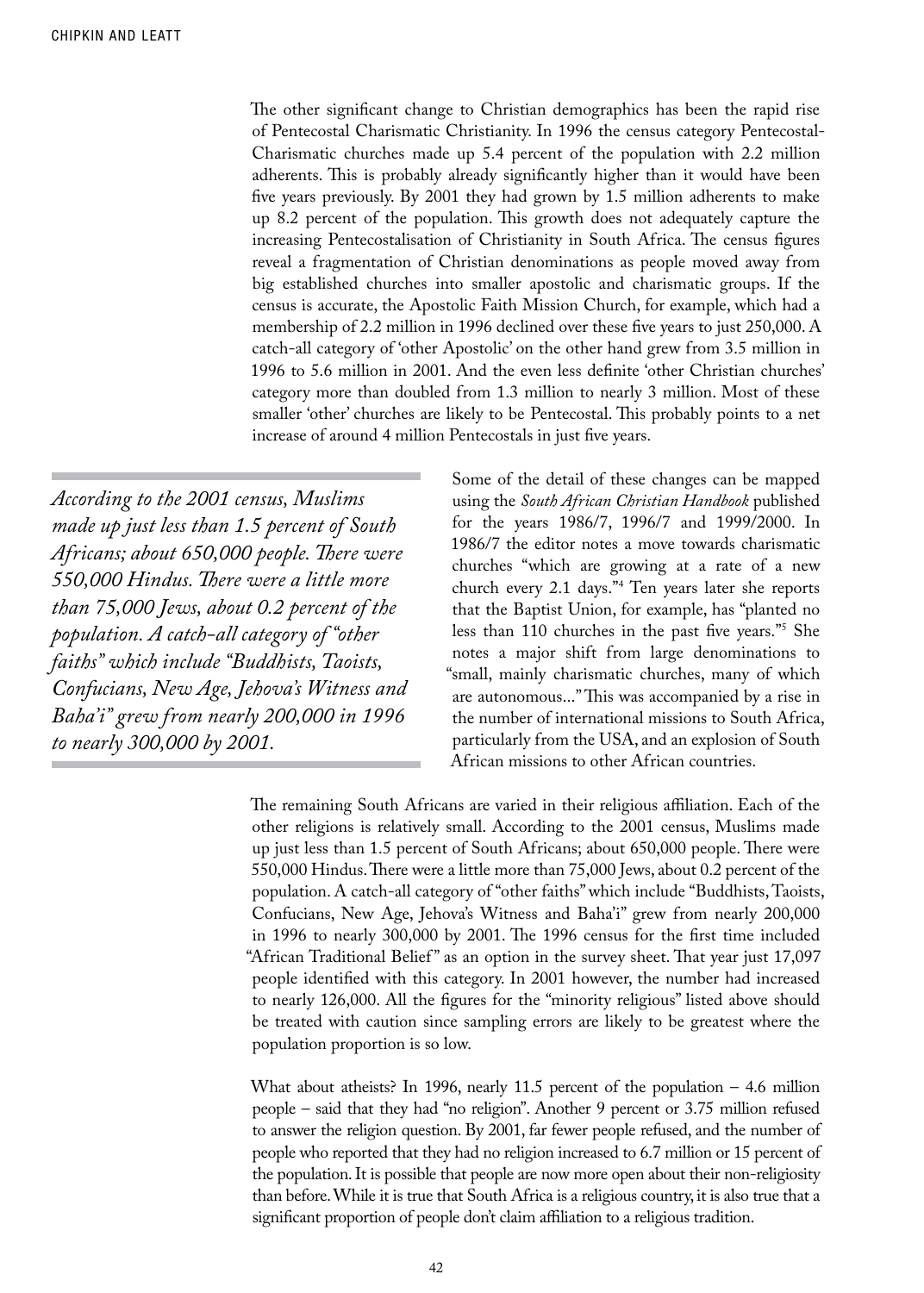The other significant change to Christian demographics has been the rapid rise of Pentecostal Charismatic Christianity. In 1996 the census category Pentecostal-Charismatic churches made up 5.4 percent of the population with 2.2 million adherents. This is probably already significantly higher than it would have been five years previously. By 2001 they had grown by 1.5 million adherents to make up 8.2 percent of the population. This growth does not adequately capture the increasing Pentecostalisation of Christianity in South Africa. The census figures reveal a fragmentation of Christian denominations as people moved away from big established churches into smaller apostolic and charismatic groups. If the census is accurate, the Apostolic Faith Mission Church, for example, which had a membership of 2.2 million in 1996 declined over these five years to just 250,000. A catch-all category of 'other Apostolic' on the other hand grew from 3.5 million in 1996 to 5.6 million in 2001. And the even less definite 'other Christian churches' category more than doubled from 1.3 million to nearly 3 million. Most of these smaller 'other' churches are likely to be Pentecostal. This probably points to a net increase of around 4 million Pentecostals in just five years.

*According to the 2001 census, Muslims made up just less than 1.5 percent of South Africans; about 650,000 people. There were 550,000 Hindus. There were a little more than 75,000 Jews, about 0.2 percent of the population. A catch-all category of "other faiths" which include "Buddhists, Taoists, Confucians, New Age, Jehova's Witness and Baha'i" grew from nearly 200,000 in 1996 to nearly 300,000 by 2001.*

Some of the detail of these changes can be mapped using the *South African Christian Handbook* published for the years 1986/7, 1996/7 and 1999/2000. In 1986/7 the editor notes a move towards charismatic churches "which are growing at a rate of a new church every 2.1 days."[4] Ten years later she reports that the Baptist Union, for example, has "planted no less than 110 churches in the past five years."[5] She notes a major shift from large denominations to "small, mainly charismatic churches, many of which are autonomous..." This was accompanied by a rise in the number of international missions to South Africa, particularly from the USA, and an explosion of South African missions to other African countries.

The remaining South Africans are varied in their religious affiliation. Each of the other religions is relatively small. According to the 2001 census, Muslims made up just less than 1.5 percent of South Africans; about 650,000 people. There were 550,000 Hindus. There were a little more than 75,000 Jews, about 0.2 percent of the population. A catch-all category of "other faiths" which include "Buddhists, Taoists, Confucians, New Age, Jehova's Witness and Baha'i" grew from nearly 200,000 in 1996 to nearly 300,000 by 2001. The 1996 census for the first time included "African Traditional Belief" as an option in the survey sheet. That year just 17,097 people identified with this category. In 2001 however, the number had increased to nearly 126,000. All the figures for the "minority religious" listed above should be treated with caution since sampling errors are likely to be greatest where the population proportion is so low.

What about atheists? In 1996, nearly 11.5 percent of the population – 4.6 million people – said that they had "no religion". Another 9 percent or 3.75 million refused to answer the religion question. By 2001, far fewer people refused, and the number of people who reported that they had no religion increased to 6.7 million or 15 percent of the population. It is possible that people are now more open about their non-religiosity than before. While it is true that South Africa is a religious country, it is also true that a significant proportion of people don't claim affiliation to a religious tradition.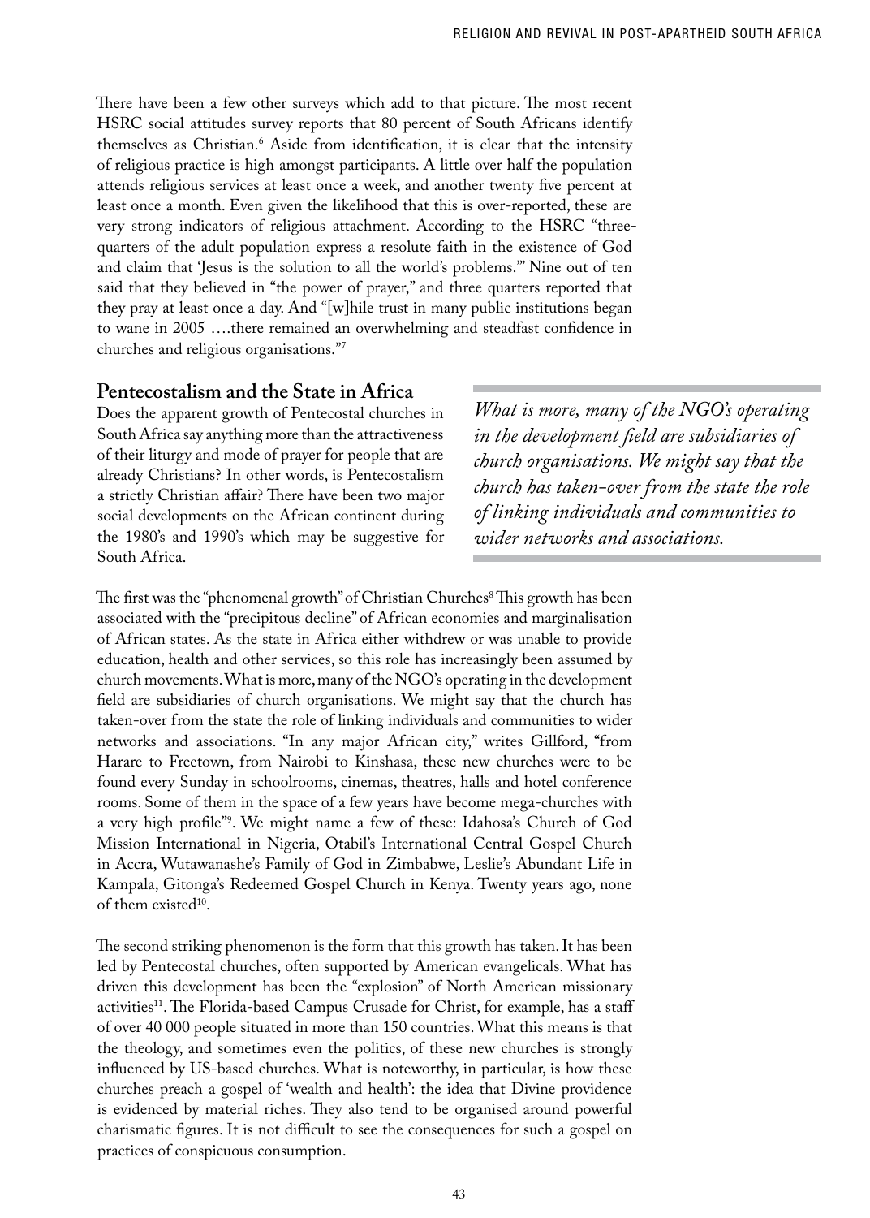There have been a few other surveys which add to that picture. The most recent HSRC social attitudes survey reports that 80 percent of South Africans identify themselves as Christian.[6] Aside from identification, it is clear that the intensity of religious practice is high amongst participants. A little over half the population attends religious services at least once a week, and another twenty five percent at least once a month. Even given the likelihood that this is over-reported, these are very strong indicators of religious attachment. According to the HSRC "three-quarters of the adult population express a resolute faith in the existence of God and claim that 'Jesus is the solution to all the world's problems.'" Nine out of ten said that they believed in "the power of prayer," and three quarters reported that they pray at least once a day. And "[w]hile trust in many public institutions began to wane in 2005 ….there remained an overwhelming and steadfast confidence in churches and religious organisations."[7]

## Pentecostalism and the State in Africa

Does the apparent growth of Pentecostal churches in South Africa say anything more than the attractiveness of their liturgy and mode of prayer for people that are already Christians? In other words, is Pentecostalism a strictly Christian affair? There have been two major social developments on the African continent during the 1980's and 1990's which may be suggestive for South Africa.

> *What is more, many of the NGO's operating in the development field are subsidiaries of church organisations. We might say that the church has taken-over from the state the role of linking individuals and communities to wider networks and associations.*

The first was the "phenomenal growth" of Christian Churches[8] This growth has been associated with the "precipitous decline" of African economies and marginalisation of African states. As the state in Africa either withdrew or was unable to provide education, health and other services, so this role has increasingly been assumed by church movements. What is more, many of the NGO's operating in the development field are subsidiaries of church organisations. We might say that the church has taken-over from the state the role of linking individuals and communities to wider networks and associations. "In any major African city," writes Gillford, "from Harare to Freetown, from Nairobi to Kinshasa, these new churches were to be found every Sunday in schoolrooms, cinemas, theatres, halls and hotel conference rooms. Some of them in the space of a few years have become mega-churches with a very high profile"[9]. We might name a few of these: Idahosa's Church of God Mission International in Nigeria, Otabil's International Central Gospel Church in Accra, Wutawanashe's Family of God in Zimbabwe, Leslie's Abundant Life in Kampala, Gitonga's Redeemed Gospel Church in Kenya. Twenty years ago, none of them existed[10].

The second striking phenomenon is the form that this growth has taken. It has been led by Pentecostal churches, often supported by American evangelicals. What has driven this development has been the "explosion" of North American missionary activities[11]. The Florida-based Campus Crusade for Christ, for example, has a staff of over 40 000 people situated in more than 150 countries. What this means is that the theology, and sometimes even the politics, of these new churches is strongly influenced by US-based churches. What is noteworthy, in particular, is how these churches preach a gospel of 'wealth and health': the idea that Divine providence is evidenced by material riches. They also tend to be organised around powerful charismatic figures. It is not difficult to see the consequences for such a gospel on practices of conspicuous consumption.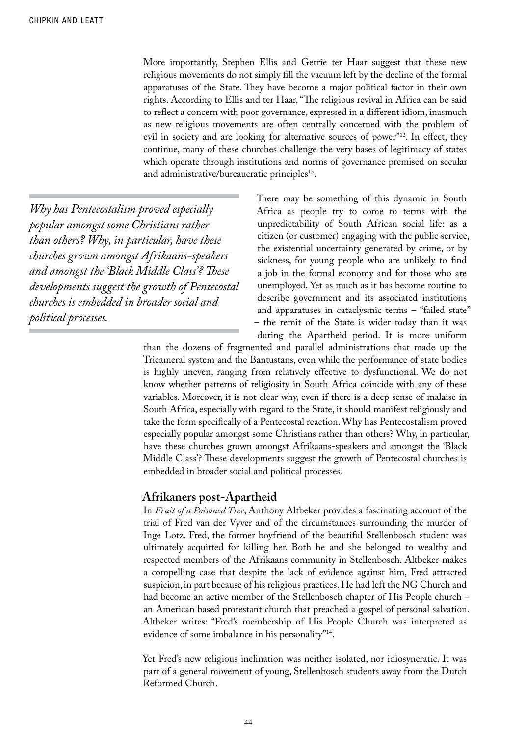More importantly, Stephen Ellis and Gerrie ter Haar suggest that these new religious movements do not simply fill the vacuum left by the decline of the formal apparatuses of the State. They have become a major political factor in their own rights. According to Ellis and ter Haar, "The religious revival in Africa can be said to reflect a concern with poor governance, expressed in a different idiom, inasmuch as new religious movements are often centrally concerned with the problem of evil in society and are looking for alternative sources of power"[12]. In effect, they continue, many of these churches challenge the very bases of legitimacy of states which operate through institutions and norms of governance premised on secular and administrative/bureaucratic principles[13].

*Why has Pentecostalism proved especially popular amongst some Christians rather than others? Why, in particular, have these churches grown amongst Afrikaans-speakers and amongst the 'Black Middle Class'? These developments suggest the growth of Pentecostal churches is embedded in broader social and political processes.*

There may be something of this dynamic in South Africa as people try to come to terms with the unpredictability of South African social life: as a citizen (or customer) engaging with the public service, the existential uncertainty generated by crime, or by sickness, for young people who are unlikely to find a job in the formal economy and for those who are unemployed. Yet as much as it has become routine to describe government and its associated institutions and apparatuses in cataclysmic terms – "failed state" – the remit of the State is wider today than it was during the Apartheid period. It is more uniform than the dozens of fragmented and parallel administrations that made up the Tricameral system and the Bantustans, even while the performance of state bodies is highly uneven, ranging from relatively effective to dysfunctional. We do not know whether patterns of religiosity in South Africa coincide with any of these variables. Moreover, it is not clear why, even if there is a deep sense of malaise in South Africa, especially with regard to the State, it should manifest religiously and take the form specifically of a Pentecostal reaction. Why has Pentecostalism proved especially popular amongst some Christians rather than others? Why, in particular, have these churches grown amongst Afrikaans-speakers and amongst the 'Black Middle Class'? These developments suggest the growth of Pentecostal churches is embedded in broader social and political processes.

## Afrikaners post-Apartheid

In *Fruit of a Poisoned Tree*, Anthony Altbeker provides a fascinating account of the trial of Fred van der Vyver and of the circumstances surrounding the murder of Inge Lotz. Fred, the former boyfriend of the beautiful Stellenbosch student was ultimately acquitted for killing her. Both he and she belonged to wealthy and respected members of the Afrikaans community in Stellenbosch. Altbeker makes a compelling case that despite the lack of evidence against him, Fred attracted suspicion, in part because of his religious practices. He had left the NG Church and had become an active member of the Stellenbosch chapter of His People church – an American based protestant church that preached a gospel of personal salvation. Altbeker writes: "Fred's membership of His People Church was interpreted as evidence of some imbalance in his personality"[14].

Yet Fred's new religious inclination was neither isolated, nor idiosyncratic. It was part of a general movement of young, Stellenbosch students away from the Dutch Reformed Church.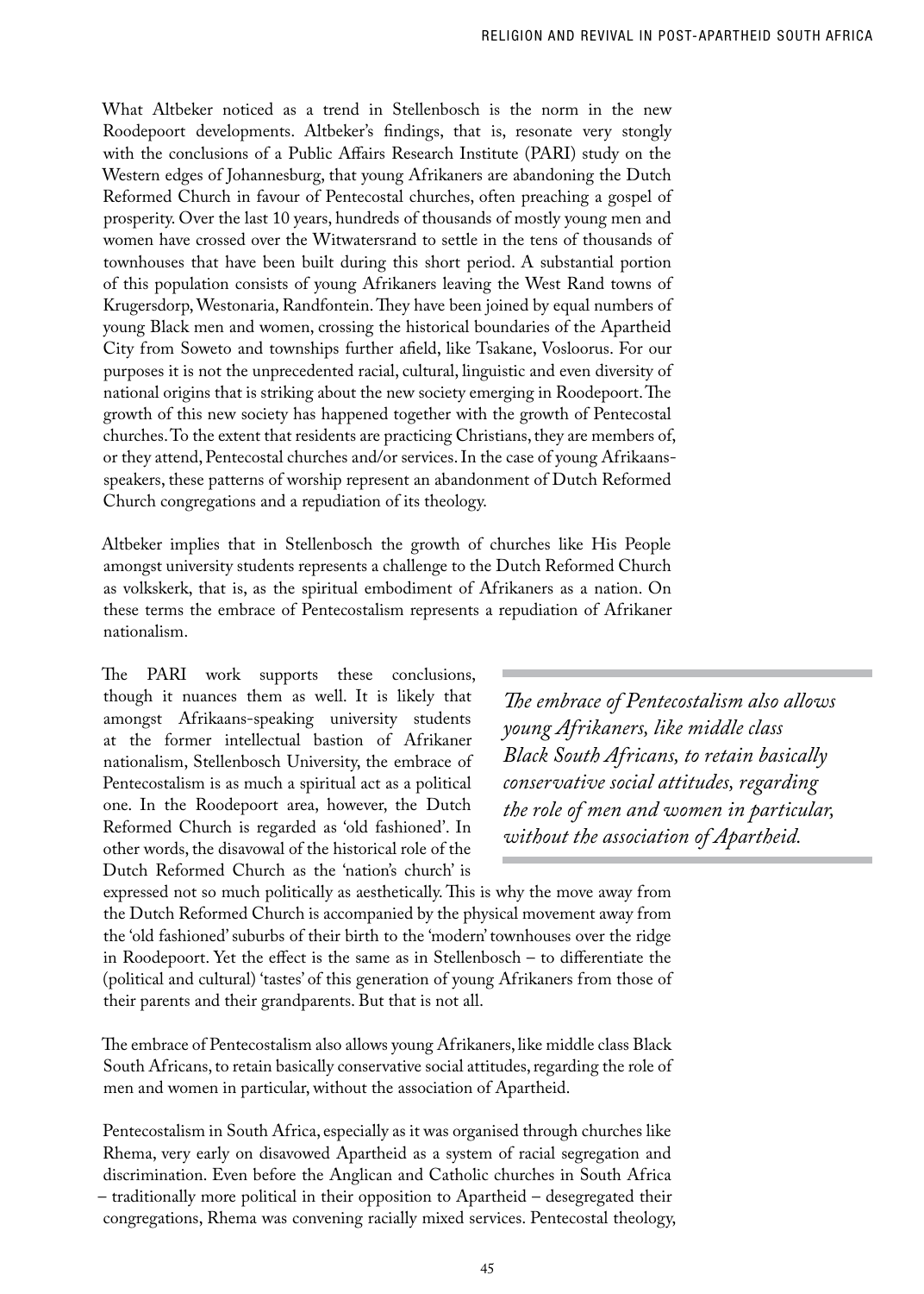What Altbeker noticed as a trend in Stellenbosch is the norm in the new Roodepoort developments. Altbeker's findings, that is, resonate very stongly with the conclusions of a Public Affairs Research Institute (PARI) study on the Western edges of Johannesburg, that young Afrikaners are abandoning the Dutch Reformed Church in favour of Pentecostal churches, often preaching a gospel of prosperity. Over the last 10 years, hundreds of thousands of mostly young men and women have crossed over the Witwatersrand to settle in the tens of thousands of townhouses that have been built during this short period. A substantial portion of this population consists of young Afrikaners leaving the West Rand towns of Krugersdorp, Westonaria, Randfontein. They have been joined by equal numbers of young Black men and women, crossing the historical boundaries of the Apartheid City from Soweto and townships further afield, like Tsakane, Vosloorus. For our purposes it is not the unprecedented racial, cultural, linguistic and even diversity of national origins that is striking about the new society emerging in Roodepoort. The growth of this new society has happened together with the growth of Pentecostal churches. To the extent that residents are practicing Christians, they are members of, or they attend, Pentecostal churches and/or services. In the case of young Afrikaans-speakers, these patterns of worship represent an abandonment of Dutch Reformed Church congregations and a repudiation of its theology.

Altbeker implies that in Stellenbosch the growth of churches like His People amongst university students represents a challenge to the Dutch Reformed Church as volkskerk, that is, as the spiritual embodiment of Afrikaners as a nation. On these terms the embrace of Pentecostalism represents a repudiation of Afrikaner nationalism.

The PARI work supports these conclusions, though it nuances them as well. It is likely that amongst Afrikaans-speaking university students at the former intellectual bastion of Afrikaner nationalism, Stellenbosch University, the embrace of Pentecostalism is as much a spiritual act as a political one. In the Roodepoort area, however, the Dutch Reformed Church is regarded as 'old fashioned'. In other words, the disavowal of the historical role of the Dutch Reformed Church as the 'nation's church' is expressed not so much politically as aesthetically. This is why the move away from the Dutch Reformed Church is accompanied by the physical movement away from the 'old fashioned' suburbs of their birth to the 'modern' townhouses over the ridge in Roodepoort. Yet the effect is the same as in Stellenbosch – to differentiate the (political and cultural) 'tastes' of this generation of young Afrikaners from those of their parents and their grandparents. But that is not all.

> *The embrace of Pentecostalism also allows young Afrikaners, like middle class Black South Africans, to retain basically conservative social attitudes, regarding the role of men and women in particular, without the association of Apartheid.*

The embrace of Pentecostalism also allows young Afrikaners, like middle class Black South Africans, to retain basically conservative social attitudes, regarding the role of men and women in particular, without the association of Apartheid.

Pentecostalism in South Africa, especially as it was organised through churches like Rhema, very early on disavowed Apartheid as a system of racial segregation and discrimination. Even before the Anglican and Catholic churches in South Africa – traditionally more political in their opposition to Apartheid – desegregated their congregations, Rhema was convening racially mixed services. Pentecostal theology,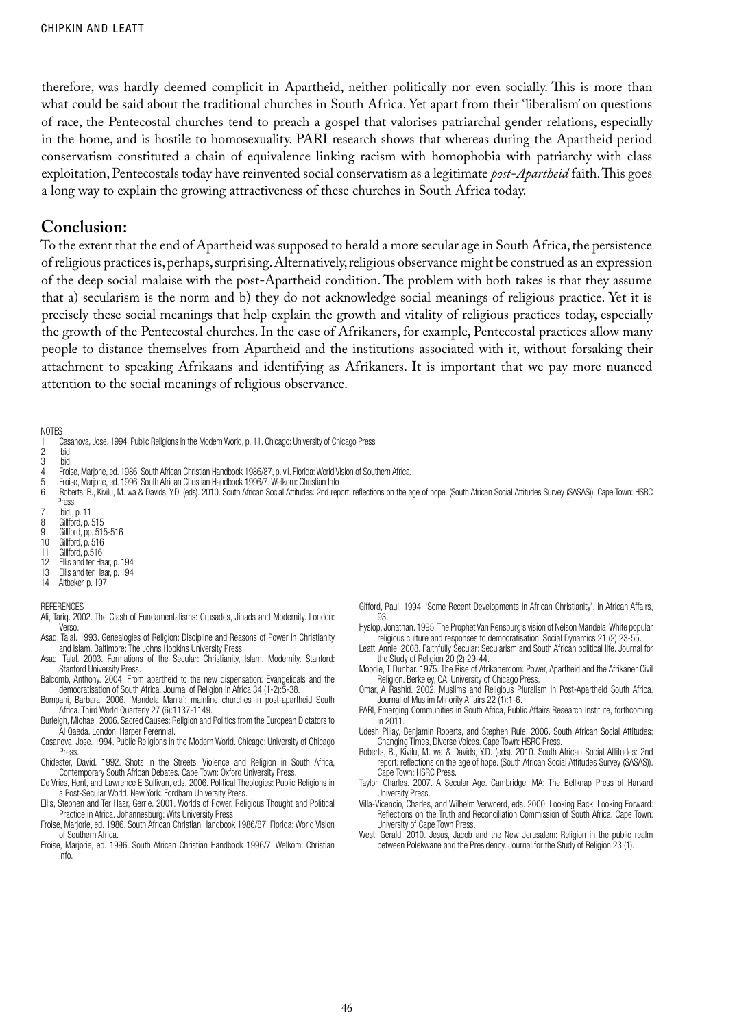therefore, was hardly deemed complicit in Apartheid, neither politically nor even socially. This is more than what could be said about the traditional churches in South Africa. Yet apart from their 'liberalism' on questions of race, the Pentecostal churches tend to preach a gospel that valorises patriarchal gender relations, especially in the home, and is hostile to homosexuality. PARI research shows that whereas during the Apartheid period conservatism constituted a chain of equivalence linking racism with homophobia with patriarchy with class exploitation, Pentecostals today have reinvented social conservatism as a legitimate *post-Apartheid* faith. This goes a long way to explain the growing attractiveness of these churches in South Africa today.

## Conclusion:

To the extent that the end of Apartheid was supposed to herald a more secular age in South Africa, the persistence of religious practices is, perhaps, surprising. Alternatively, religious observance might be construed as an expression of the deep social malaise with the post-Apartheid condition. The problem with both takes is that they assume that a) secularism is the norm and b) they do not acknowledge social meanings of religious practice. Yet it is precisely these social meanings that help explain the growth and vitality of religious practices today, especially the growth of the Pentecostal churches. In the case of Afrikaners, for example, Pentecostal practices allow many people to distance themselves from Apartheid and the institutions associated with it, without forsaking their attachment to speaking Afrikaans and identifying as Afrikaners. It is important that we pay more nuanced attention to the social meanings of religious observance.

NOTES

1. Casanova, Jose. 1994. Public Religions in the Modern World, p. 11. Chicago: University of Chicago Press
2. Ibid.
3. Ibid.
4. Froise, Marjorie, ed. 1986. South African Christian Handbook 1986/87, p. vii. Florida: World Vision of Southern Africa.
5. Froise, Marjorie, ed. 1996. South African Christian Handbook 1996/7. Welkom: Christian Info
6. Roberts, B., Kivilu, M. wa & Davids, Y.D. (eds). 2010. South African Social Attitudes: 2nd report: reflections on the age of hope. (South African Social Attitudes Survey (SASAS)). Cape Town: HSRC Press.
7. Ibid., p. 11
8. Gillford, p. 515
9. Gillford, pp. 515-516
10. Gillford, p. 516
11. Gillford, p.516
12. Ellis and ter Haar, p. 194
13. Ellis and ter Haar, p. 194
14. Altbeker, p. 197

REFERENCES

Ali, Tariq. 2002. The Clash of Fundamentalisms: Crusades, Jihads and Modernity. London: Verso.

Asad, Talal. 1993. Genealogies of Religion: Discipline and Reasons of Power in Christianity and Islam. Baltimore: The Johns Hopkins University Press.

Asad, Talal. 2003. Formations of the Secular: Christianity, Islam, Modernity. Stanford: Stanford University Press.

Balcomb, Anthony. 2004. From apartheid to the new dispensation: Evangelicals and the democratisation of South Africa. Journal of Religion in Africa 34 (1-2):5-38.

Bompani, Barbara. 2006. 'Mandela Mania': mainline churches in post-apartheid South Africa. Third World Quarterly 27 (6):1137-1149.

Burleigh, Michael. 2006. Sacred Causes: Religion and Politics from the European Dictators to Al Qaeda. London: Harper Perennial.

Casanova, Jose. 1994. Public Religions in the Modern World. Chicago: University of Chicago Press.

Chidester, David. 1992. Shots in the Streets: Violence and Religion in South Africa, Contemporary South African Debates. Cape Town: Oxford University Press.

De Vries, Hent, and Lawrence E Sullivan, eds. 2006. Political Theologies: Public Religions in a Post-Secular World. New York: Fordham University Press.

Ellis, Stephen and Ter Haar, Gerrie. 2001. Worlds of Power. Religious Thought and Political Practice in Africa. Johannesburg: Wits University Press

Froise, Marjorie, ed. 1986. South African Christian Handbook 1986/87. Florida: World Vision of Southern Africa.

Froise, Marjorie, ed. 1996. South African Christian Handbook 1996/7. Welkom: Christian Info.

Gifford, Paul. 1994. 'Some Recent Developments in African Christianity', in African Affairs, 93.

Hyslop, Jonathan. 1995. The Prophet Van Rensburg's vision of Nelson Mandela: White popular religious culture and responses to democratisation. Social Dynamics 21 (2):23-55.

Leatt, Annie. 2008. Faithfully Secular: Secularism and South African political life. Journal for the Study of Religion 20 (2):29-44.

Moodie, T Dunbar. 1975. The Rise of Afrikanerdom: Power, Apartheid and the Afrikaner Civil Religion. Berkeley, CA: University of Chicago Press.

Omar, A Rashid. 2002. Muslims and Religious Pluralism in Post-Apartheid South Africa. Journal of Muslim Minority Affairs 22 (1):1-6.

PARI, Emerging Communities in South Africa, Public Affairs Research Institute, forthcoming in 2011.

Udesh Pillay, Benjamin Roberts, and Stephen Rule. 2006. South African Social Attitudes: Changing Times, Diverse Voices. Cape Town: HSRC Press.

Roberts, B., Kivilu, M. wa & Davids, Y.D. (eds). 2010. South African Social Attitudes: 2nd report: reflections on the age of hope. (South African Social Attitudes Survey (SASAS)). Cape Town: HSRC Press.

Taylor, Charles. 2007. A Secular Age. Cambridge, MA: The Bellknap Press of Harvard University Press.

Villa-Vicencio, Charles, and Wilhelm Verwoerd, eds. 2000. Looking Back, Looking Forward: Reflections on the Truth and Reconciliation Commission of South Africa. Cape Town: University of Cape Town Press.

West, Gerald. 2010. Jesus, Jacob and the New Jerusalem: Religion in the public realm between Polekwane and the Presidency. Journal for the Study of Religion 23 (1).